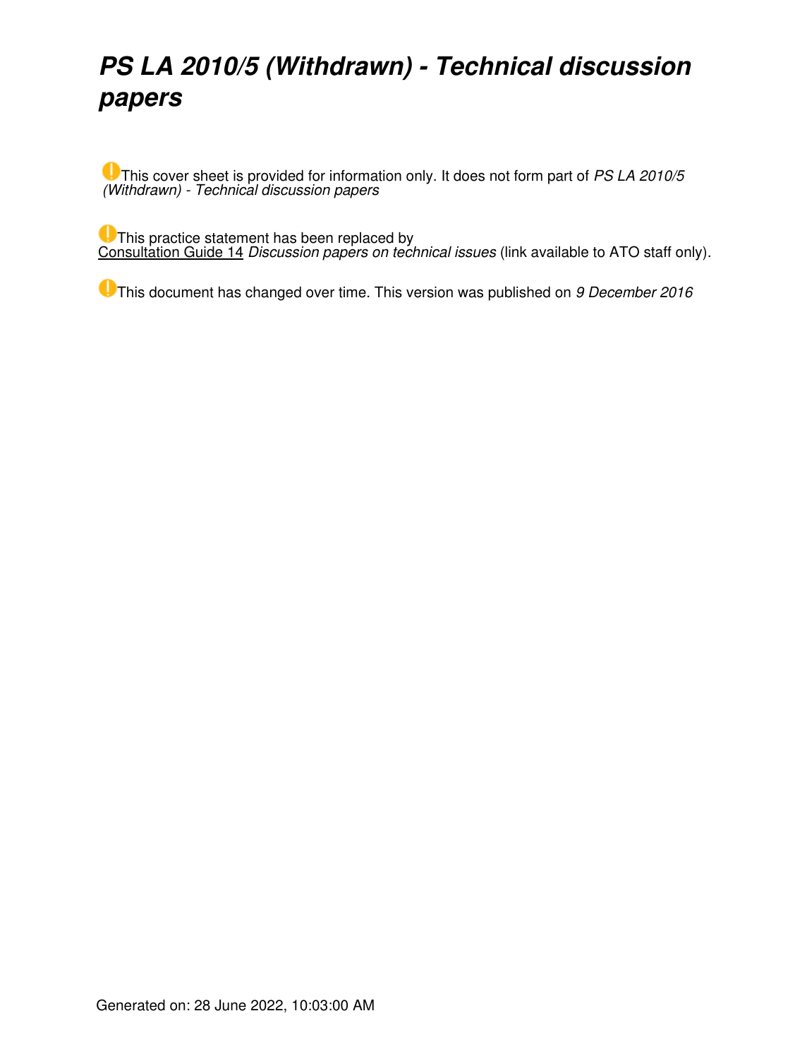# *PS LA 2010/5 (Withdrawn) - Technical discussion papers*

This cover sheet is provided for information only. It does not form part of *PS LA 2010/5 (Withdrawn) - Technical discussion papers*

This practice statement has been replaced by Consultation Guide 14 *Discussion papers on technical issues* (link available to ATO staff only).

This document has changed over time. This version was published on *9 December 2016*

Generated on: 28 June 2022, 10:03:00 AM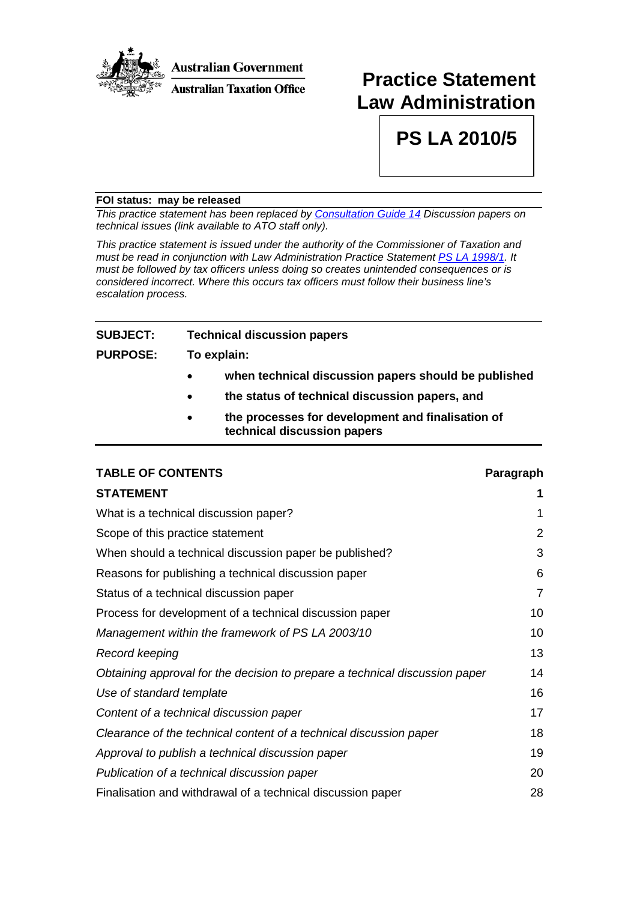Australian Government

Australian Taxation Office

# Practice Statement Law Administration

# PS LA 2010/5

**FOI status: may be released**

*This practice statement has been replaced by Consultation Guide 14 Discussion papers on technical issues (link available to ATO staff only).*

*This practice statement is issued under the authority of the Commissioner of Taxation and must be read in conjunction with Law Administration Practice Statement PS LA 1998/1. It must be followed by tax officers unless doing so creates unintended consequences or is considered incorrect. Where this occurs tax officers must follow their business line's escalation process.*

**SUBJECT:** **Technical discussion papers**

**PURPOSE:** **To explain:**

- **when technical discussion papers should be published**
- **the status of technical discussion papers, and**
- **the processes for development and finalisation of technical discussion papers**

| TABLE OF CONTENTS | Paragraph |
| --- | --- |
| **STATEMENT** | **1** |
| What is a technical discussion paper? | 1 |
| Scope of this practice statement | 2 |
| When should a technical discussion paper be published? | 3 |
| Reasons for publishing a technical discussion paper | 6 |
| Status of a technical discussion paper | 7 |
| Process for development of a technical discussion paper | 10 |
| *Management within the framework of PS LA 2003/10* | 10 |
| *Record keeping* | 13 |
| *Obtaining approval for the decision to prepare a technical discussion paper* | 14 |
| *Use of standard template* | 16 |
| *Content of a technical discussion paper* | 17 |
| *Clearance of the technical content of a technical discussion paper* | 18 |
| *Approval to publish a technical discussion paper* | 19 |
| *Publication of a technical discussion paper* | 20 |
| Finalisation and withdrawal of a technical discussion paper | 28 |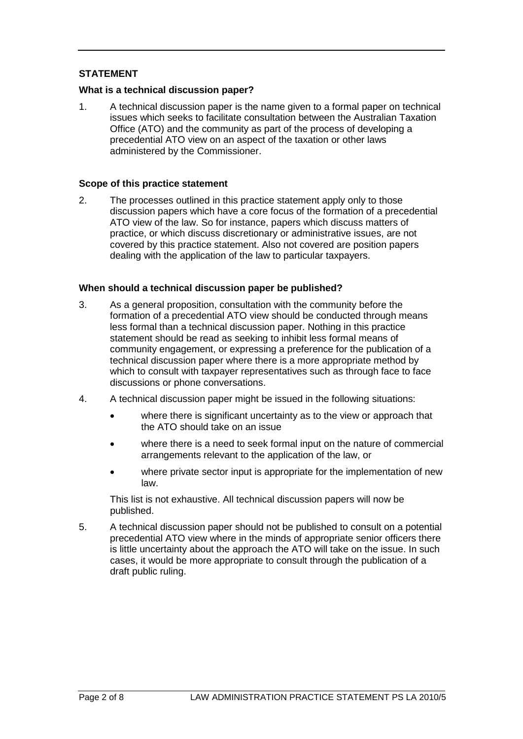## STATEMENT

### What is a technical discussion paper?

1. A technical discussion paper is the name given to a formal paper on technical issues which seeks to facilitate consultation between the Australian Taxation Office (ATO) and the community as part of the process of developing a precedential ATO view on an aspect of the taxation or other laws administered by the Commissioner.

### Scope of this practice statement

2. The processes outlined in this practice statement apply only to those discussion papers which have a core focus of the formation of a precedential ATO view of the law. So for instance, papers which discuss matters of practice, or which discuss discretionary or administrative issues, are not covered by this practice statement. Also not covered are position papers dealing with the application of the law to particular taxpayers.

### When should a technical discussion paper be published?

3. As a general proposition, consultation with the community before the formation of a precedential ATO view should be conducted through means less formal than a technical discussion paper. Nothing in this practice statement should be read as seeking to inhibit less formal means of community engagement, or expressing a preference for the publication of a technical discussion paper where there is a more appropriate method by which to consult with taxpayer representatives such as through face to face discussions or phone conversations.

4. A technical discussion paper might be issued in the following situations:

   - where there is significant uncertainty as to the view or approach that the ATO should take on an issue
   - where there is a need to seek formal input on the nature of commercial arrangements relevant to the application of the law, or
   - where private sector input is appropriate for the implementation of new law.

   This list is not exhaustive. All technical discussion papers will now be published.

5. A technical discussion paper should not be published to consult on a potential precedential ATO view where in the minds of appropriate senior officers there is little uncertainty about the approach the ATO will take on the issue. In such cases, it would be more appropriate to consult through the publication of a draft public ruling.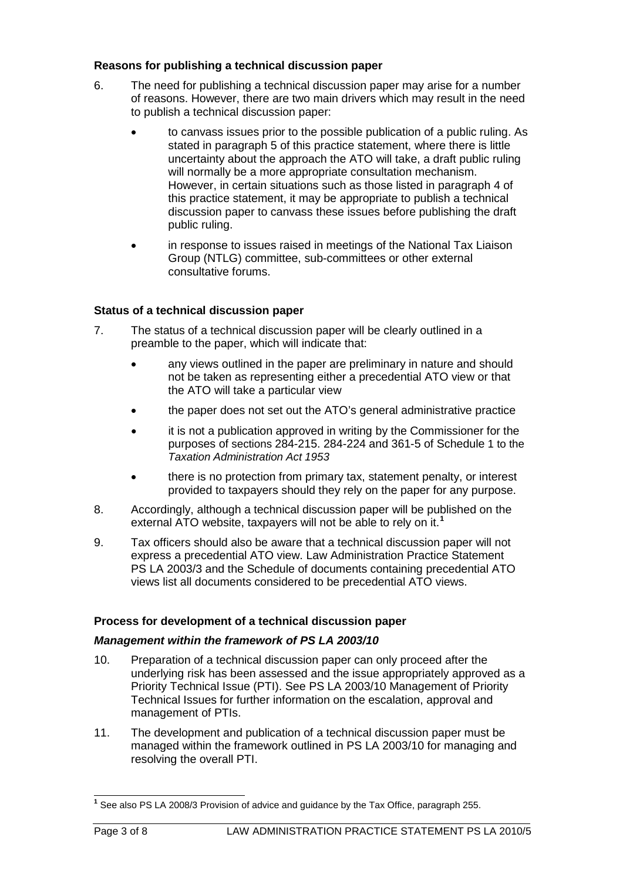### Reasons for publishing a technical discussion paper

6. The need for publishing a technical discussion paper may arise for a number of reasons. However, there are two main drivers which may result in the need to publish a technical discussion paper:

   - to canvass issues prior to the possible publication of a public ruling. As stated in paragraph 5 of this practice statement, where there is little uncertainty about the approach the ATO will take, a draft public ruling will normally be a more appropriate consultation mechanism. However, in certain situations such as those listed in paragraph 4 of this practice statement, it may be appropriate to publish a technical discussion paper to canvass these issues before publishing the draft public ruling.
   - in response to issues raised in meetings of the National Tax Liaison Group (NTLG) committee, sub-committees or other external consultative forums.

### Status of a technical discussion paper

7. The status of a technical discussion paper will be clearly outlined in a preamble to the paper, which will indicate that:

   - any views outlined in the paper are preliminary in nature and should not be taken as representing either a precedential ATO view or that the ATO will take a particular view
   - the paper does not set out the ATO's general administrative practice
   - it is not a publication approved in writing by the Commissioner for the purposes of sections 284-215. 284-224 and 361-5 of Schedule 1 to the *Taxation Administration Act 1953*
   - there is no protection from primary tax, statement penalty, or interest provided to taxpayers should they rely on the paper for any purpose.

8. Accordingly, although a technical discussion paper will be published on the external ATO website, taxpayers will not be able to rely on it.[1]

9. Tax officers should also be aware that a technical discussion paper will not express a precedential ATO view. Law Administration Practice Statement PS LA 2003/3 and the Schedule of documents containing precedential ATO views list all documents considered to be precedential ATO views.

### Process for development of a technical discussion paper

#### *Management within the framework of PS LA 2003/10*

10. Preparation of a technical discussion paper can only proceed after the underlying risk has been assessed and the issue appropriately approved as a Priority Technical Issue (PTI). See PS LA 2003/10 Management of Priority Technical Issues for further information on the escalation, approval and management of PTIs.

11. The development and publication of a technical discussion paper must be managed within the framework outlined in PS LA 2003/10 for managing and resolving the overall PTI.

---

[1] See also PS LA 2008/3 Provision of advice and guidance by the Tax Office, paragraph 255.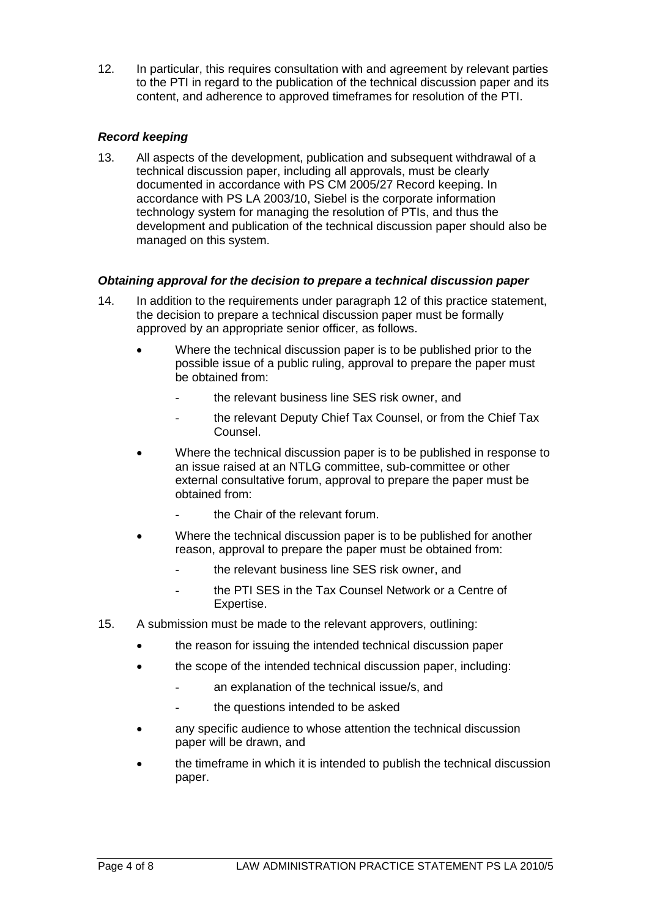12. In particular, this requires consultation with and agreement by relevant parties to the PTI in regard to the publication of the technical discussion paper and its content, and adherence to approved timeframes for resolution of the PTI.

### *Record keeping*

13. All aspects of the development, publication and subsequent withdrawal of a technical discussion paper, including all approvals, must be clearly documented in accordance with PS CM 2005/27 Record keeping. In accordance with PS LA 2003/10, Siebel is the corporate information technology system for managing the resolution of PTIs, and thus the development and publication of the technical discussion paper should also be managed on this system.

### *Obtaining approval for the decision to prepare a technical discussion paper*

14. In addition to the requirements under paragraph 12 of this practice statement, the decision to prepare a technical discussion paper must be formally approved by an appropriate senior officer, as follows.
    - Where the technical discussion paper is to be published prior to the possible issue of a public ruling, approval to prepare the paper must be obtained from:
        - the relevant business line SES risk owner, and
        - the relevant Deputy Chief Tax Counsel, or from the Chief Tax Counsel.
    - Where the technical discussion paper is to be published in response to an issue raised at an NTLG committee, sub-committee or other external consultative forum, approval to prepare the paper must be obtained from:
        - the Chair of the relevant forum.
    - Where the technical discussion paper is to be published for another reason, approval to prepare the paper must be obtained from:
        - the relevant business line SES risk owner, and
        - the PTI SES in the Tax Counsel Network or a Centre of Expertise.

15. A submission must be made to the relevant approvers, outlining:
    - the reason for issuing the intended technical discussion paper
    - the scope of the intended technical discussion paper, including:
        - an explanation of the technical issue/s, and
        - the questions intended to be asked
    - any specific audience to whose attention the technical discussion paper will be drawn, and
    - the timeframe in which it is intended to publish the technical discussion paper.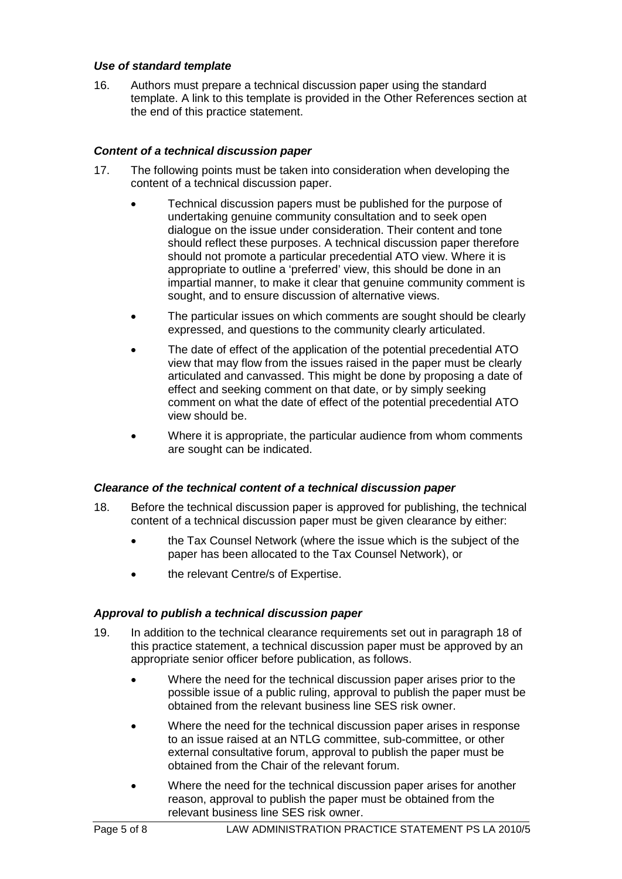### *Use of standard template*

16. Authors must prepare a technical discussion paper using the standard template. A link to this template is provided in the Other References section at the end of this practice statement.

### *Content of a technical discussion paper*

17. The following points must be taken into consideration when developing the content of a technical discussion paper.

- Technical discussion papers must be published for the purpose of undertaking genuine community consultation and to seek open dialogue on the issue under consideration. Their content and tone should reflect these purposes. A technical discussion paper therefore should not promote a particular precedential ATO view. Where it is appropriate to outline a 'preferred' view, this should be done in an impartial manner, to make it clear that genuine community comment is sought, and to ensure discussion of alternative views.
- The particular issues on which comments are sought should be clearly expressed, and questions to the community clearly articulated.
- The date of effect of the application of the potential precedential ATO view that may flow from the issues raised in the paper must be clearly articulated and canvassed. This might be done by proposing a date of effect and seeking comment on that date, or by simply seeking comment on what the date of effect of the potential precedential ATO view should be.
- Where it is appropriate, the particular audience from whom comments are sought can be indicated.

### *Clearance of the technical content of a technical discussion paper*

18. Before the technical discussion paper is approved for publishing, the technical content of a technical discussion paper must be given clearance by either:

- the Tax Counsel Network (where the issue which is the subject of the paper has been allocated to the Tax Counsel Network), or
- the relevant Centre/s of Expertise.

### *Approval to publish a technical discussion paper*

19. In addition to the technical clearance requirements set out in paragraph 18 of this practice statement, a technical discussion paper must be approved by an appropriate senior officer before publication, as follows.

- Where the need for the technical discussion paper arises prior to the possible issue of a public ruling, approval to publish the paper must be obtained from the relevant business line SES risk owner.
- Where the need for the technical discussion paper arises in response to an issue raised at an NTLG committee, sub-committee, or other external consultative forum, approval to publish the paper must be obtained from the Chair of the relevant forum.
- Where the need for the technical discussion paper arises for another reason, approval to publish the paper must be obtained from the relevant business line SES risk owner.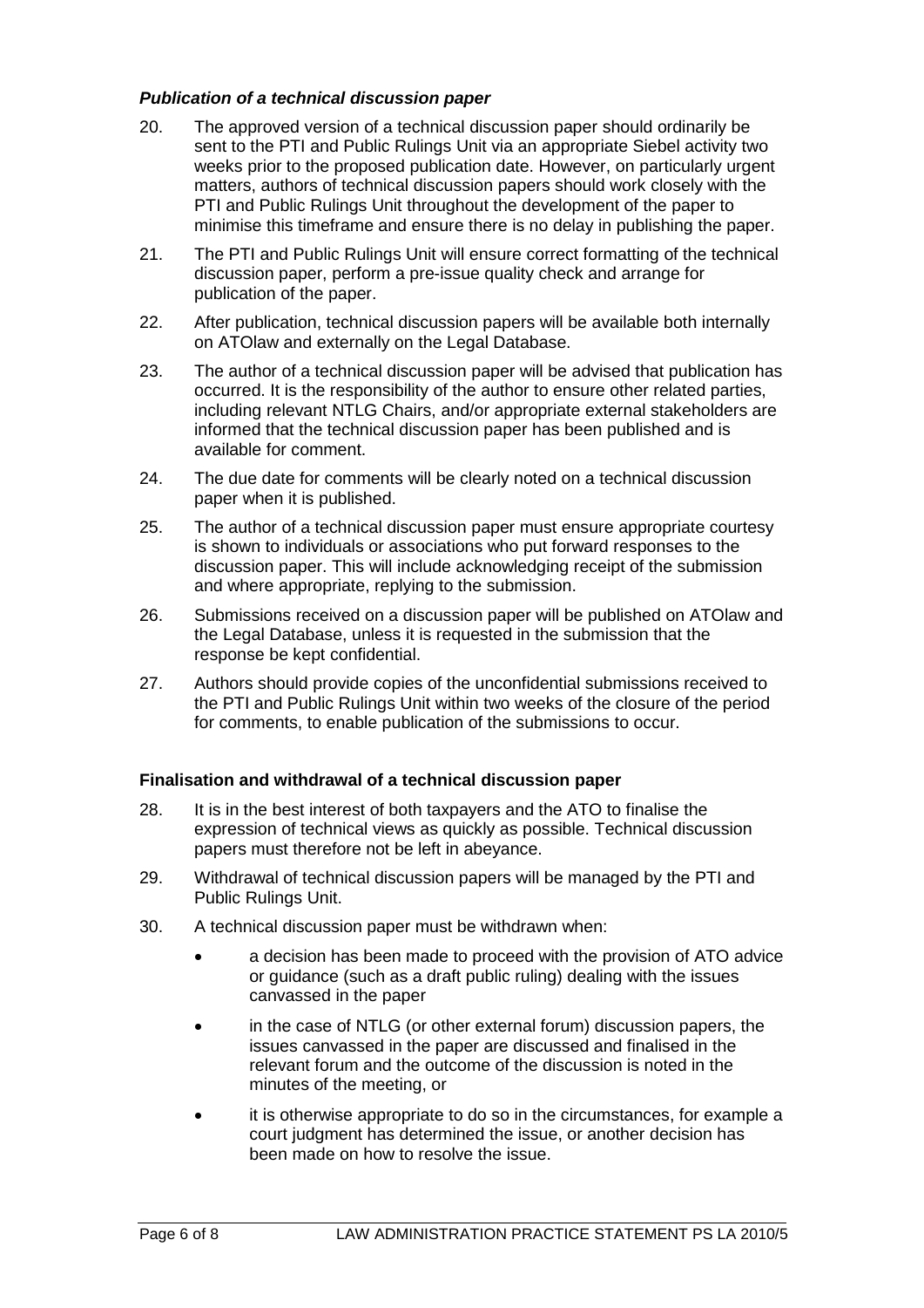### *Publication of a technical discussion paper*

20. The approved version of a technical discussion paper should ordinarily be sent to the PTI and Public Rulings Unit via an appropriate Siebel activity two weeks prior to the proposed publication date. However, on particularly urgent matters, authors of technical discussion papers should work closely with the PTI and Public Rulings Unit throughout the development of the paper to minimise this timeframe and ensure there is no delay in publishing the paper.

21. The PTI and Public Rulings Unit will ensure correct formatting of the technical discussion paper, perform a pre-issue quality check and arrange for publication of the paper.

22. After publication, technical discussion papers will be available both internally on ATOlaw and externally on the Legal Database.

23. The author of a technical discussion paper will be advised that publication has occurred. It is the responsibility of the author to ensure other related parties, including relevant NTLG Chairs, and/or appropriate external stakeholders are informed that the technical discussion paper has been published and is available for comment.

24. The due date for comments will be clearly noted on a technical discussion paper when it is published.

25. The author of a technical discussion paper must ensure appropriate courtesy is shown to individuals or associations who put forward responses to the discussion paper. This will include acknowledging receipt of the submission and where appropriate, replying to the submission.

26. Submissions received on a discussion paper will be published on ATOlaw and the Legal Database, unless it is requested in the submission that the response be kept confidential.

27. Authors should provide copies of the unconfidential submissions received to the PTI and Public Rulings Unit within two weeks of the closure of the period for comments, to enable publication of the submissions to occur.

### **Finalisation and withdrawal of a technical discussion paper**

28. It is in the best interest of both taxpayers and the ATO to finalise the expression of technical views as quickly as possible. Technical discussion papers must therefore not be left in abeyance.

29. Withdrawal of technical discussion papers will be managed by the PTI and Public Rulings Unit.

30. A technical discussion paper must be withdrawn when:

- a decision has been made to proceed with the provision of ATO advice or guidance (such as a draft public ruling) dealing with the issues canvassed in the paper
- in the case of NTLG (or other external forum) discussion papers, the issues canvassed in the paper are discussed and finalised in the relevant forum and the outcome of the discussion is noted in the minutes of the meeting, or
- it is otherwise appropriate to do so in the circumstances, for example a court judgment has determined the issue, or another decision has been made on how to resolve the issue.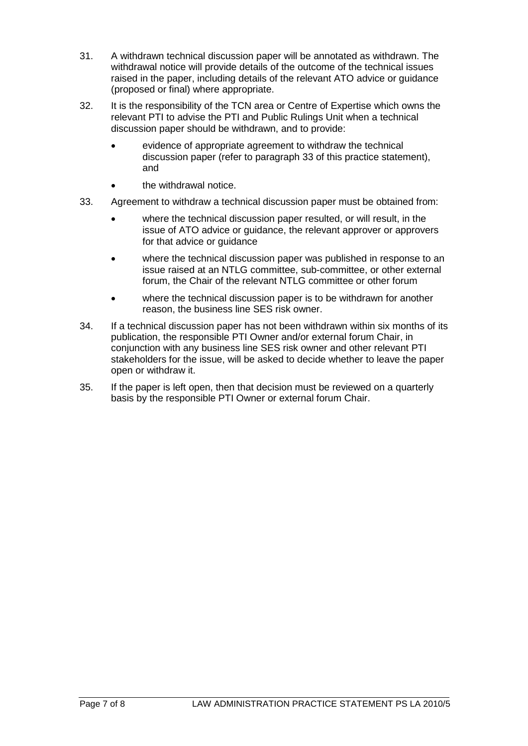31. A withdrawn technical discussion paper will be annotated as withdrawn. The withdrawal notice will provide details of the outcome of the technical issues raised in the paper, including details of the relevant ATO advice or guidance (proposed or final) where appropriate.

32. It is the responsibility of the TCN area or Centre of Expertise which owns the relevant PTI to advise the PTI and Public Rulings Unit when a technical discussion paper should be withdrawn, and to provide:

    - evidence of appropriate agreement to withdraw the technical discussion paper (refer to paragraph 33 of this practice statement), and
    - the withdrawal notice.

33. Agreement to withdraw a technical discussion paper must be obtained from:

    - where the technical discussion paper resulted, or will result, in the issue of ATO advice or guidance, the relevant approver or approvers for that advice or guidance
    - where the technical discussion paper was published in response to an issue raised at an NTLG committee, sub-committee, or other external forum, the Chair of the relevant NTLG committee or other forum
    - where the technical discussion paper is to be withdrawn for another reason, the business line SES risk owner.

34. If a technical discussion paper has not been withdrawn within six months of its publication, the responsible PTI Owner and/or external forum Chair, in conjunction with any business line SES risk owner and other relevant PTI stakeholders for the issue, will be asked to decide whether to leave the paper open or withdraw it.

35. If the paper is left open, then that decision must be reviewed on a quarterly basis by the responsible PTI Owner or external forum Chair.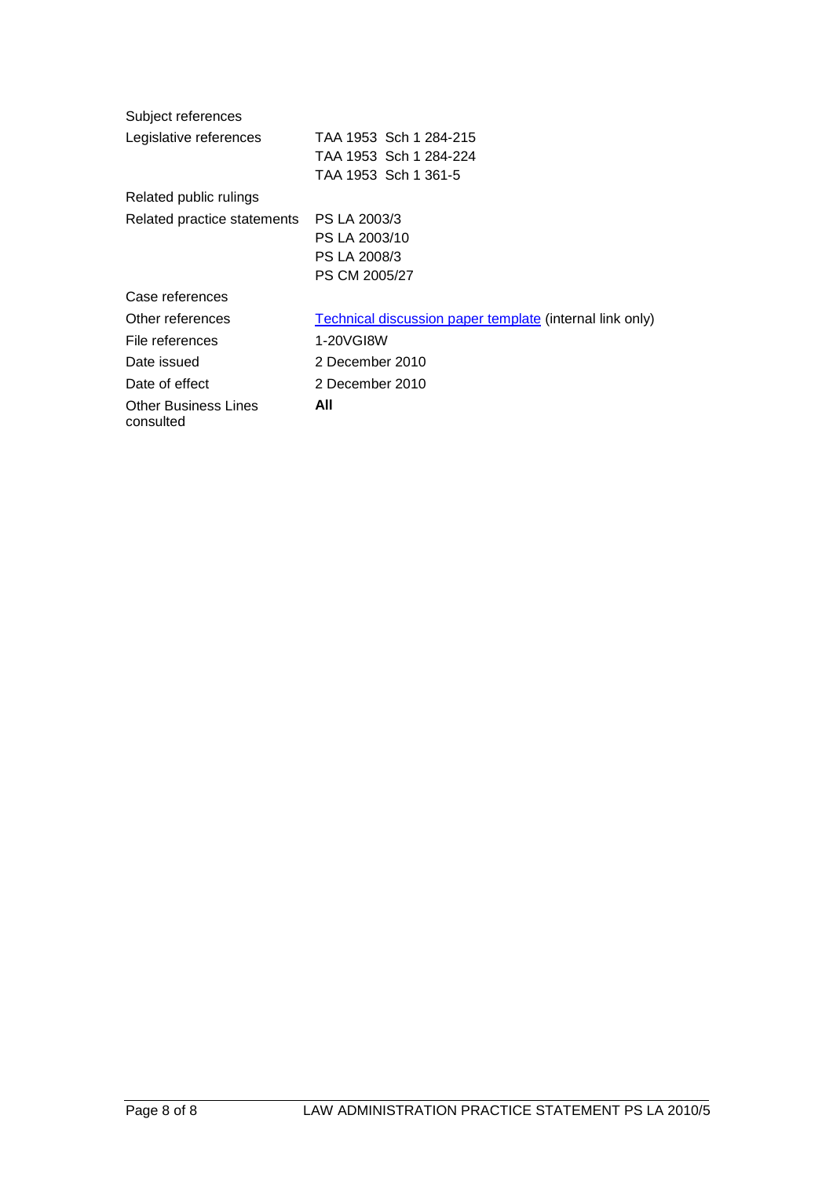| | |
|---|---|
| Subject references | |
| Legislative references | TAA 1953 Sch 1 284-215<br>TAA 1953 Sch 1 284-224<br>TAA 1953 Sch 1 361-5 |
| Related public rulings | |
| Related practice statements | PS LA 2003/3<br>PS LA 2003/10<br>PS LA 2008/3<br>PS CM 2005/27 |
| Case references | |
| Other references | Technical discussion paper template (internal link only) |
| File references | 1-20VGI8W |
| Date issued | 2 December 2010 |
| Date of effect | 2 December 2010 |
| Other Business Lines consulted | **All** |